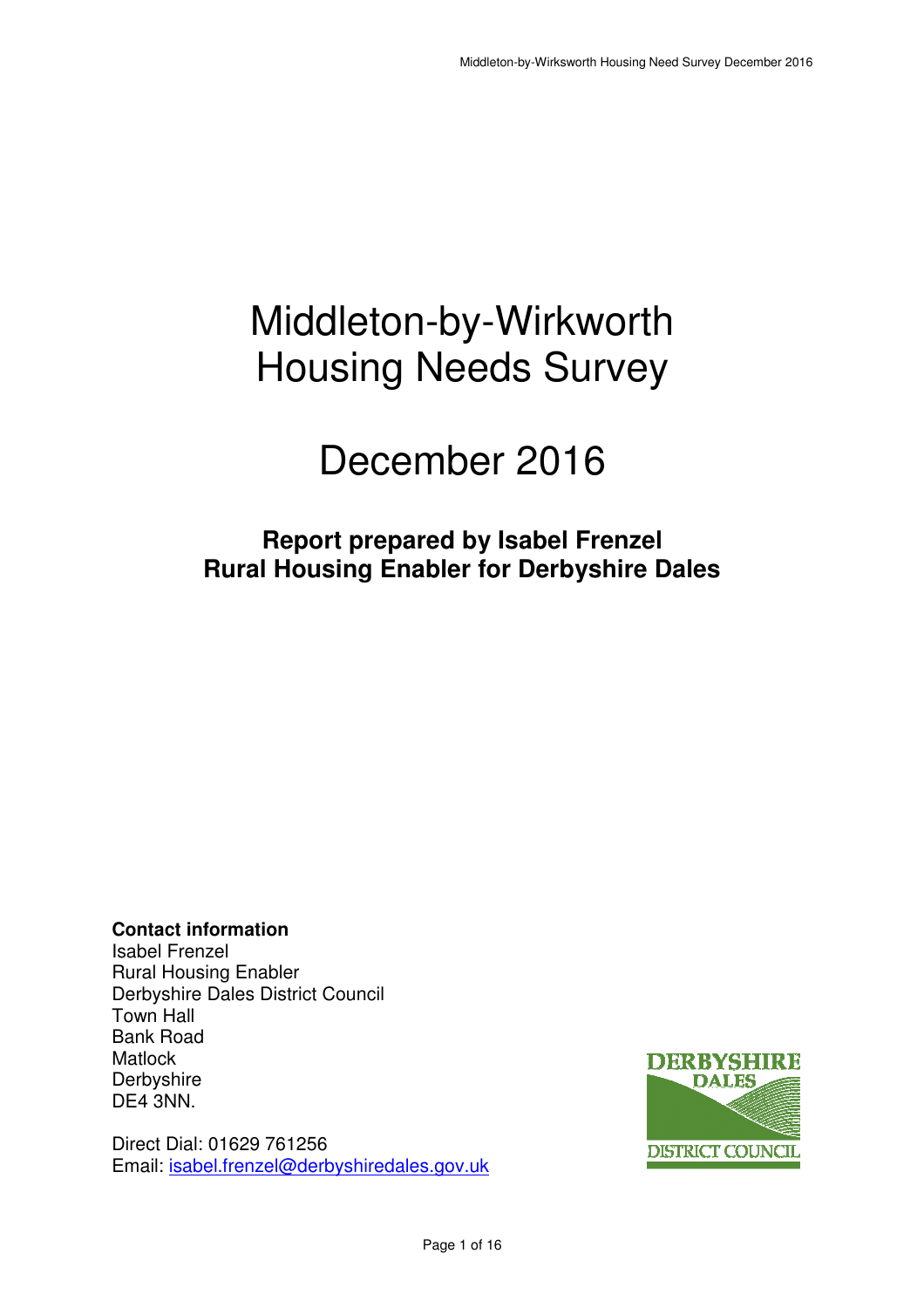# Middleton-by-Wirkworth Housing Needs Survey

# December 2016

**Report prepared by Isabel Frenzel**
**Rural Housing Enabler for Derbyshire Dales**

**Contact information**
Isabel Frenzel
Rural Housing Enabler
Derbyshire Dales District Council
Town Hall
Bank Road
Matlock
Derbyshire
DE4 3NN.

Direct Dial: 01629 761256
Email: isabel.frenzel@derbyshiredales.gov.uk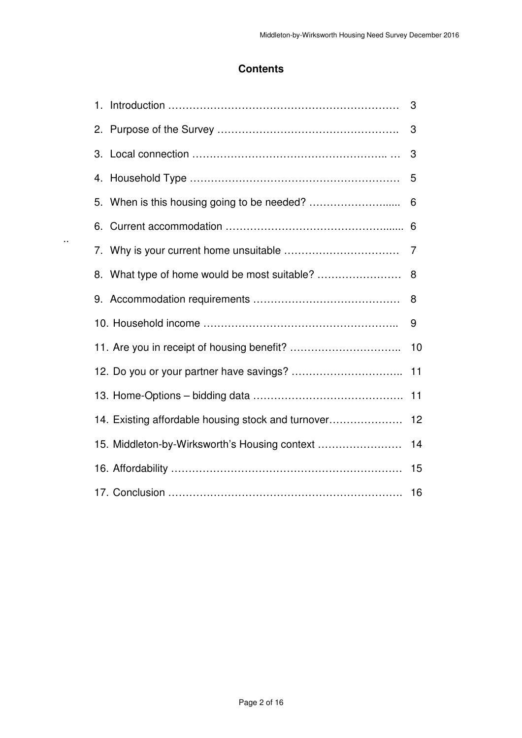# Contents

1. Introduction ………………………………………………………… 3
2. Purpose of the Survey ……………………………………………. 3
3. Local connection …………………………………………….. … 3
4. Household Type …………………………………………………… 5
5. When is this housing going to be needed? …………………...... 6
6. Current accommodation ……………………………………....... 6
7. Why is your current home unsuitable …………………………… 7
8. What type of home would be most suitable? …………………… 8
9. Accommodation requirements …………………………………… 8
10. Household income ……………………………………………….. 9
11. Are you in receipt of housing benefit? ………………………….. 10
12. Do you or your partner have savings? ………………………….. 11
13. Home-Options – bidding data ……………………………………. 11
14. Existing affordable housing stock and turnover………………… 12
15. Middleton-by-Wirksworth's Housing context …………………… 14
16. Affordability ………………………………………………………… 15
17. Conclusion …………………………………………………………. 16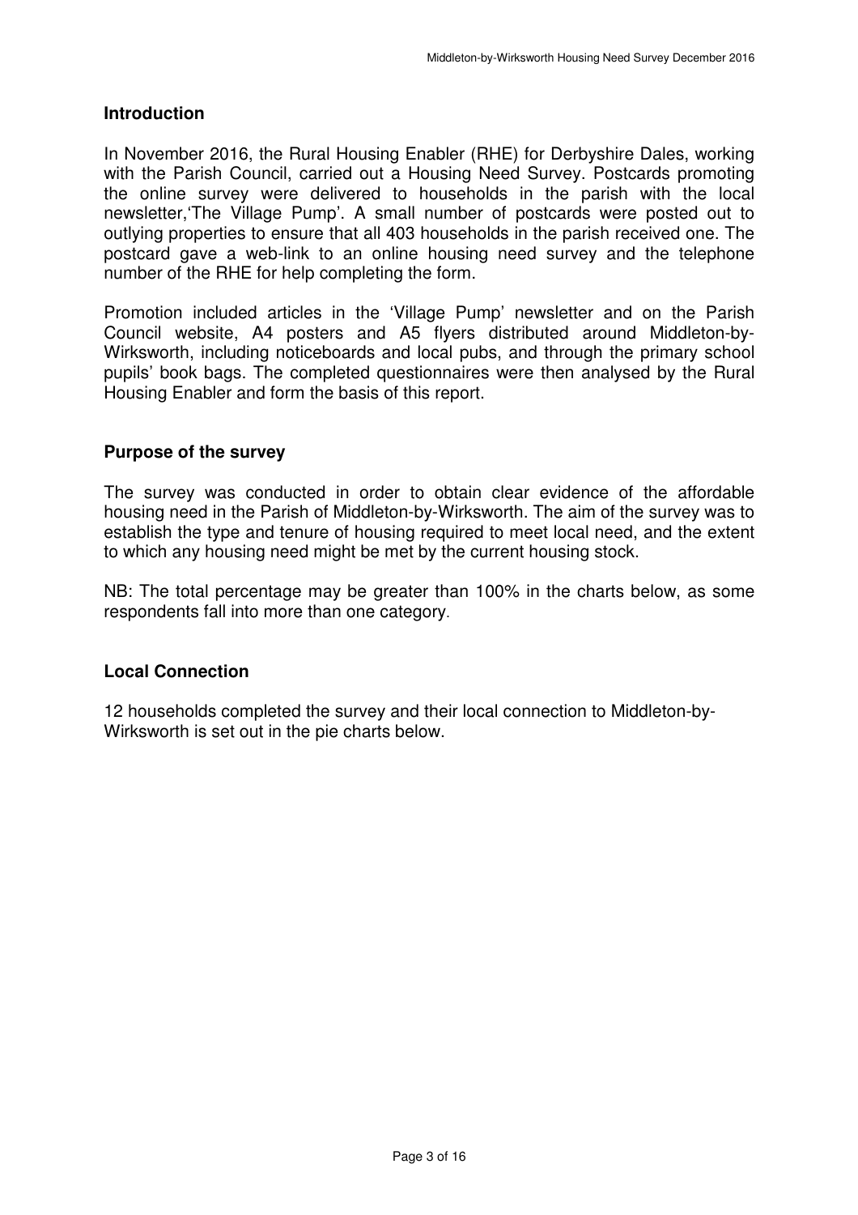## Introduction

In November 2016, the Rural Housing Enabler (RHE) for Derbyshire Dales, working with the Parish Council, carried out a Housing Need Survey. Postcards promoting the online survey were delivered to households in the parish with the local newsletter,'The Village Pump'. A small number of postcards were posted out to outlying properties to ensure that all 403 households in the parish received one. The postcard gave a web-link to an online housing need survey and the telephone number of the RHE for help completing the form.

Promotion included articles in the 'Village Pump' newsletter and on the Parish Council website, A4 posters and A5 flyers distributed around Middleton-by-Wirksworth, including noticeboards and local pubs, and through the primary school pupils' book bags. The completed questionnaires were then analysed by the Rural Housing Enabler and form the basis of this report.

## Purpose of the survey

The survey was conducted in order to obtain clear evidence of the affordable housing need in the Parish of Middleton-by-Wirksworth. The aim of the survey was to establish the type and tenure of housing required to meet local need, and the extent to which any housing need might be met by the current housing stock.

NB: The total percentage may be greater than 100% in the charts below, as some respondents fall into more than one category.

## Local Connection

12 households completed the survey and their local connection to Middleton-by-Wirksworth is set out in the pie charts below.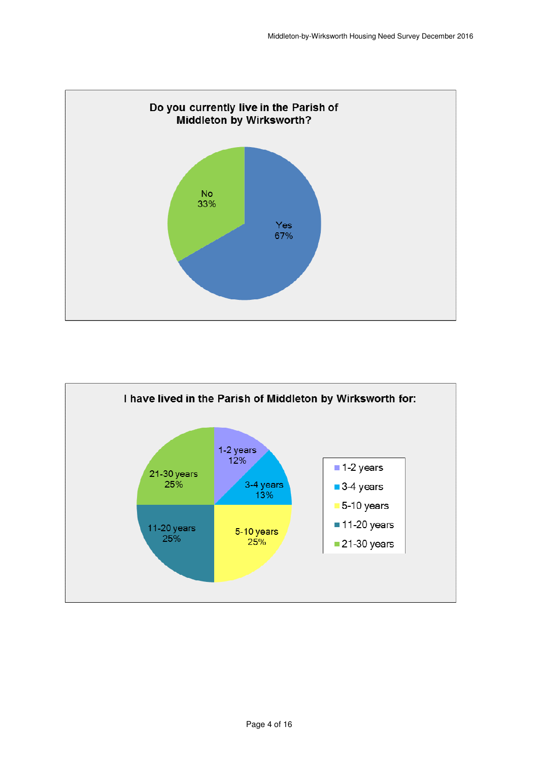**Do you currently live in the Parish of Middleton by Wirksworth?**

| Response | Percentage |
|---|---|
| Yes | 67% |
| No | 33% |

**I have lived in the Parish of Middleton by Wirksworth for:**

| Duration | Percentage |
|---|---|
| 1-2 years | 12% |
| 3-4 years | 13% |
| 5-10 years | 25% |
| 11-20 years | 25% |
| 21-30 years | 25% |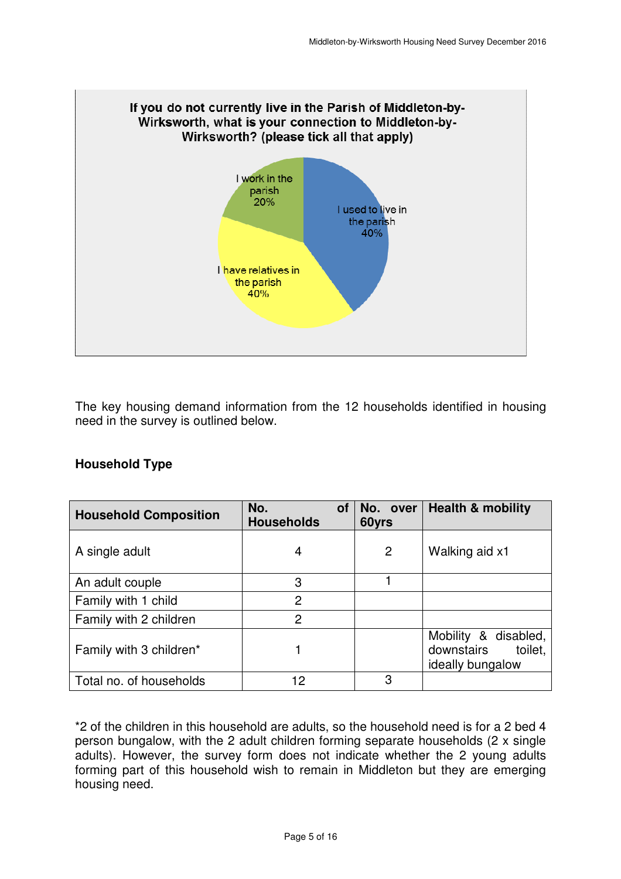**If you do not currently live in the Parish of Middleton-by-Wirksworth, what is your connection to Middleton-by-Wirksworth? (please tick all that apply)**

- I used to live in the parish 40%
- I have relatives in the parish 40%
- I work in the parish 20%

The key housing demand information from the 12 households identified in housing need in the survey is outlined below.

**Household Type**

| Household Composition | No. of Households | No. over 60yrs | Health & mobility |
|---|---|---|---|
| A single adult | 4 | 2 | Walking aid x1 |
| An adult couple | 3 | 1 | |
| Family with 1 child | 2 | | |
| Family with 2 children | 2 | | |
| Family with 3 children* | 1 | | Mobility & disabled, downstairs toilet, ideally bungalow |
| Total no. of households | 12 | 3 | |

*2 of the children in this household are adults, so the household need is for a 2 bed 4 person bungalow, with the 2 adult children forming separate households (2 x single adults). However, the survey form does not indicate whether the 2 young adults forming part of this household wish to remain in Middleton but they are emerging housing need.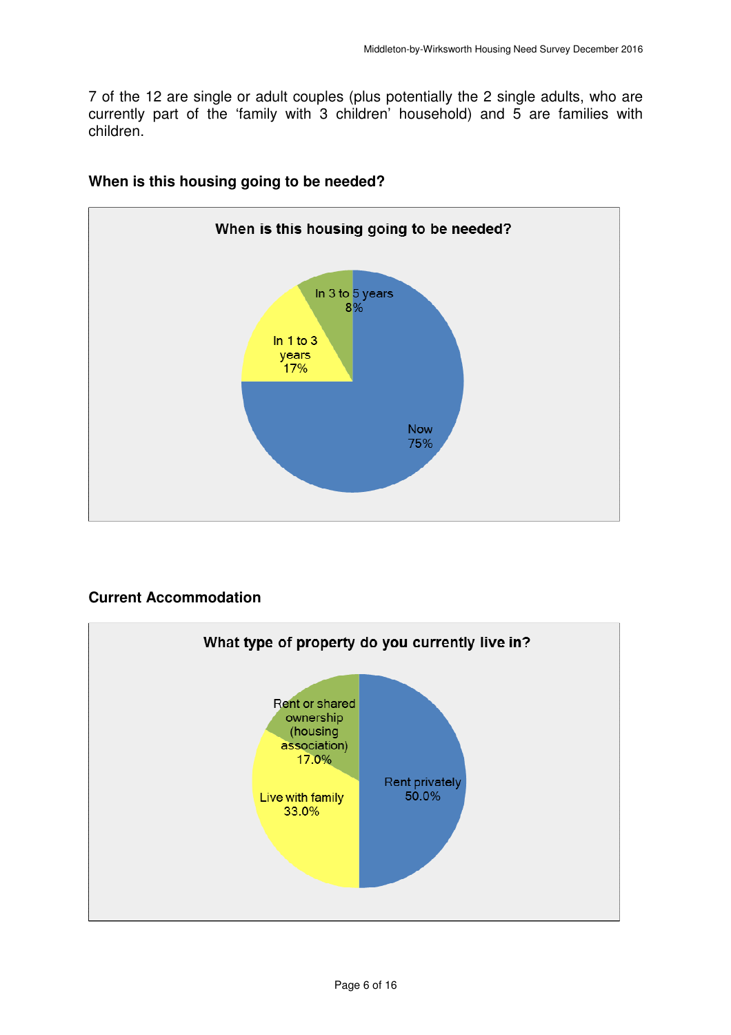7 of the 12 are single or adult couples (plus potentially the 2 single adults, who are currently part of the 'family with 3 children' household) and 5 are families with children.

**When is this housing going to be needed?**

When is this housing going to be needed?

- Now 75%
- In 1 to 3 years 17%
- In 3 to 5 years 8%

**Current Accommodation**

What type of property do you currently live in?

- Rent privately 50.0%
- Live with family 33.0%
- Rent or shared ownership (housing association) 17.0%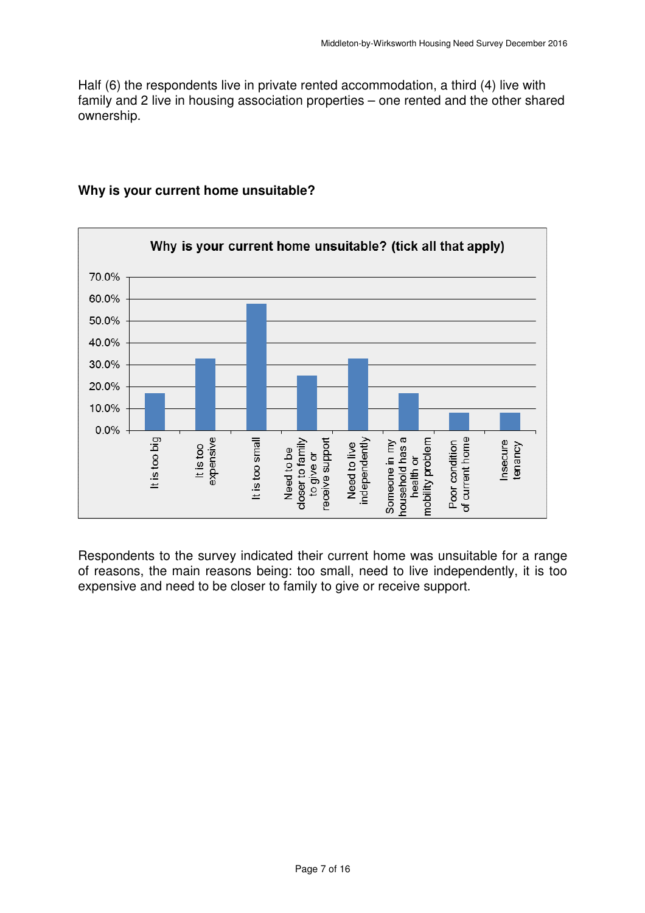Half (6) the respondents live in private rented accommodation, a third (4) live with family and 2 live in housing association properties – one rented and the other shared ownership.

**Why is your current home unsuitable?**

Respondents to the survey indicated their current home was unsuitable for a range of reasons, the main reasons being: too small, need to live independently, it is too expensive and need to be closer to family to give or receive support.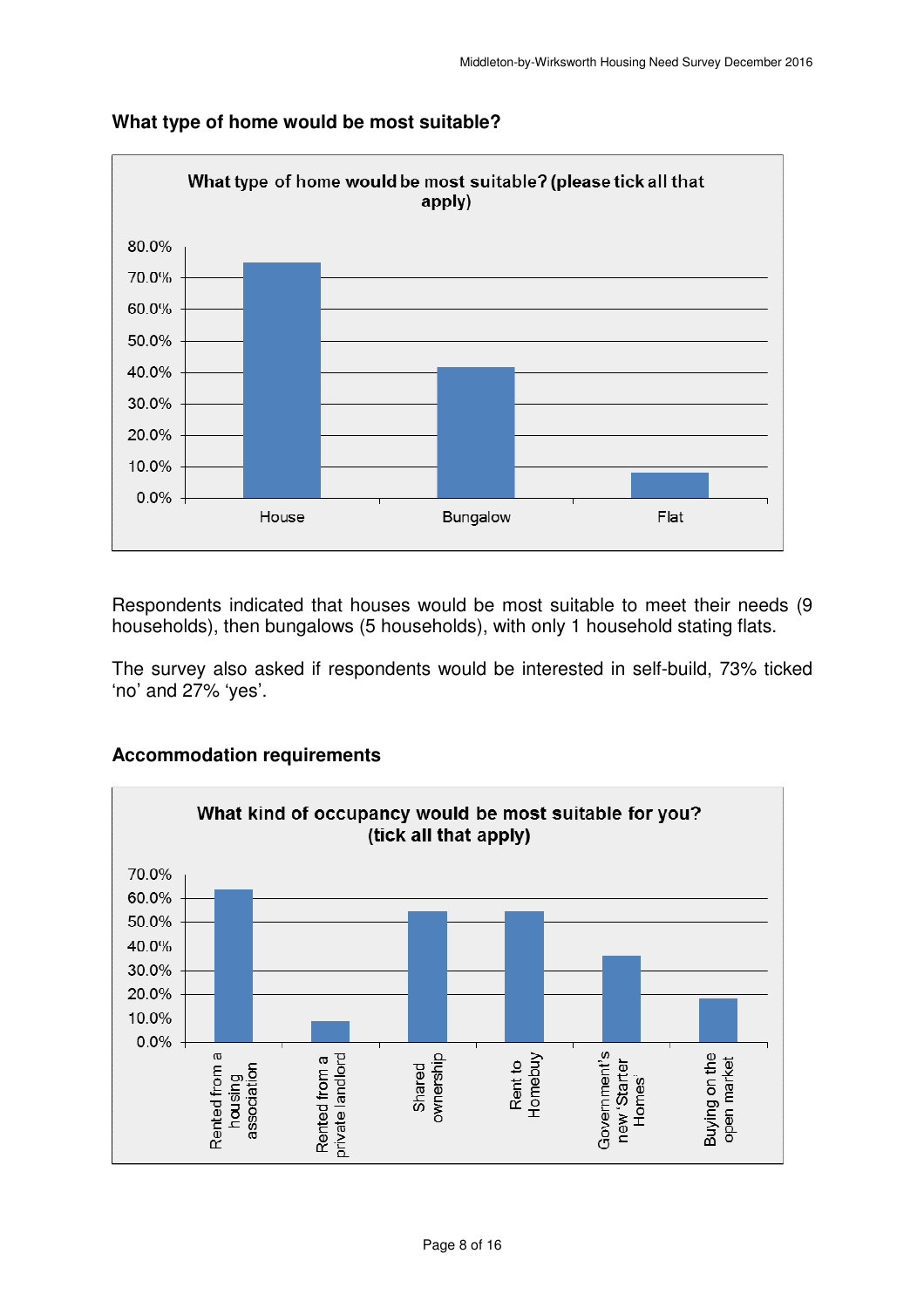### What type of home would be most suitable?

**What type of home would be most suitable? (please tick all that apply)**

| | House | Bungalow | Flat |
|---|---|---|---|
| % | ~75% | ~42% | ~8% |

Respondents indicated that houses would be most suitable to meet their needs (9 households), then bungalows (5 households), with only 1 household stating flats.

The survey also asked if respondents would be interested in self-build, 73% ticked 'no' and 27% 'yes'.

### Accommodation requirements

**What kind of occupancy would be most suitable for you? (tick all that apply)**

| | Rented from a housing association | Rented from a private landlord | Shared ownership | Rent to Homebuy | Government's new 'Starter Homes' | Buying on the open market |
|---|---|---|---|---|---|---|
| % | ~64% | ~9% | ~55% | ~55% | ~36% | ~18% |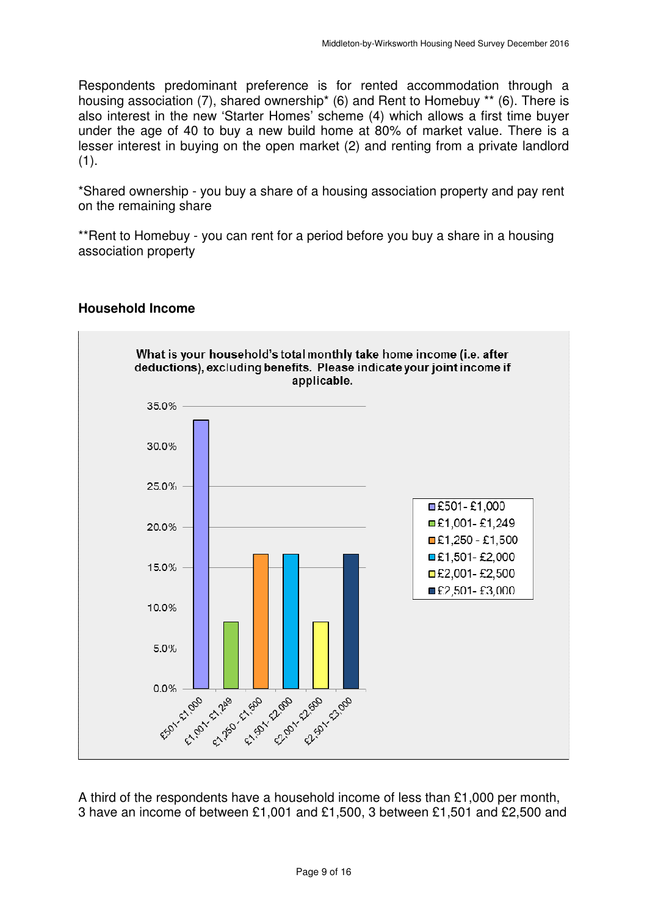Respondents predominant preference is for rented accommodation through a housing association (7), shared ownership* (6) and Rent to Homebuy ** (6). There is also interest in the new 'Starter Homes' scheme (4) which allows a first time buyer under the age of 40 to buy a new build home at 80% of market value. There is a lesser interest in buying on the open market (2) and renting from a private landlord (1).

*Shared ownership - you buy a share of a housing association property and pay rent on the remaining share

**Rent to Homebuy - you can rent for a period before you buy a share in a housing association property

### Household Income

What is your household's total monthly take home income (i.e. after deductions), excluding benefits. Please indicate your joint income if applicable.

| Income | Percentage |
| --- | --- |
| £501- £1,000 | 33.3% |
| £1,001- £1,249 | 8.3% |
| £1,250 - £1,500 | 16.7% |
| £1,501- £2,000 | 16.7% |
| £2,001- £2,500 | 8.3% |
| £2,501- £3,000 | 16.7% |

A third of the respondents have a household income of less than £1,000 per month, 3 have an income of between £1,001 and £1,500, 3 between £1,501 and £2,500 and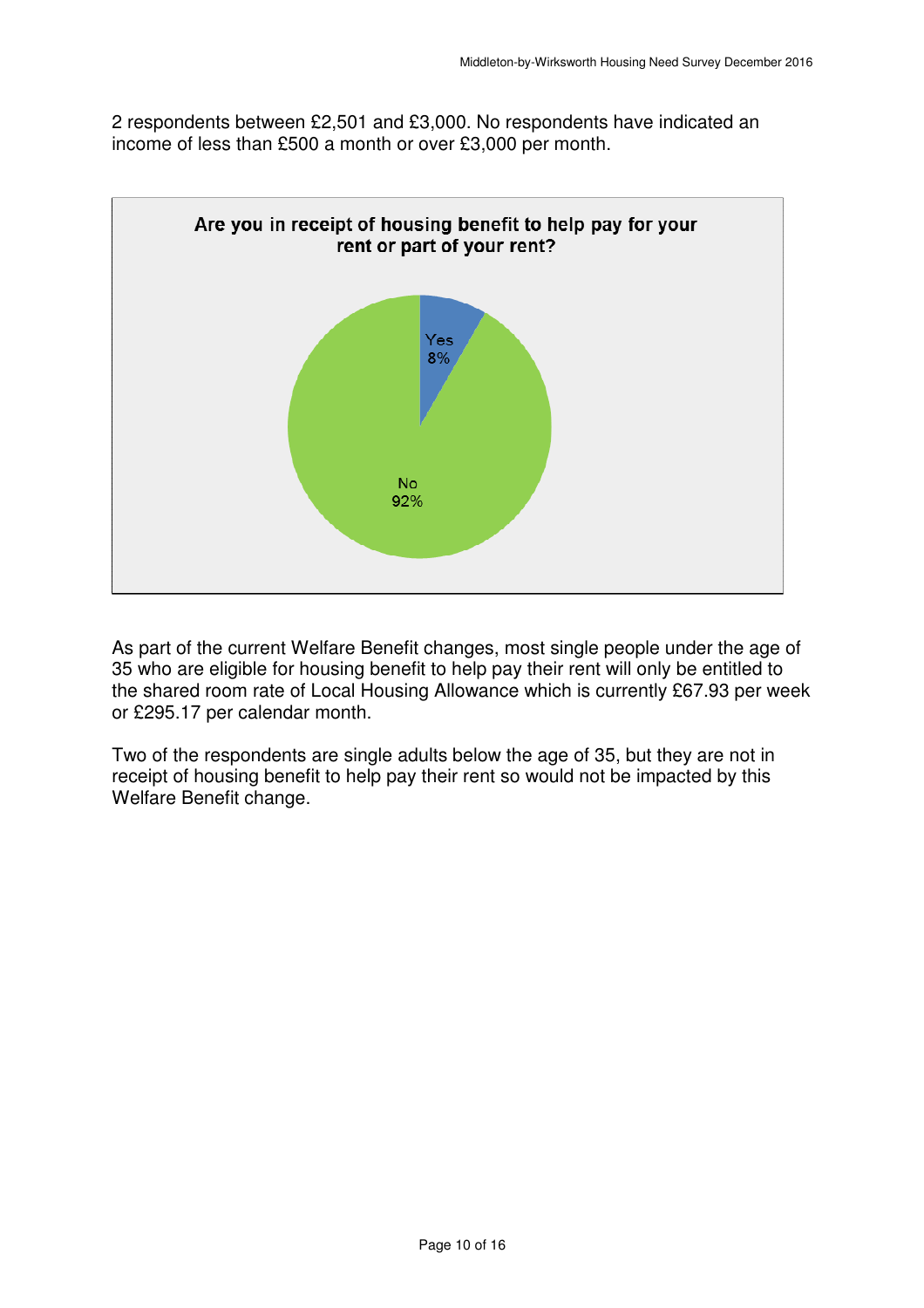2 respondents between £2,501 and £3,000. No respondents have indicated an income of less than £500 a month or over £3,000 per month.

**Are you in receipt of housing benefit to help pay for your rent or part of your rent?**

Yes 8%

No 92%

As part of the current Welfare Benefit changes, most single people under the age of 35 who are eligible for housing benefit to help pay their rent will only be entitled to the shared room rate of Local Housing Allowance which is currently £67.93 per week or £295.17 per calendar month.

Two of the respondents are single adults below the age of 35, but they are not in receipt of housing benefit to help pay their rent so would not be impacted by this Welfare Benefit change.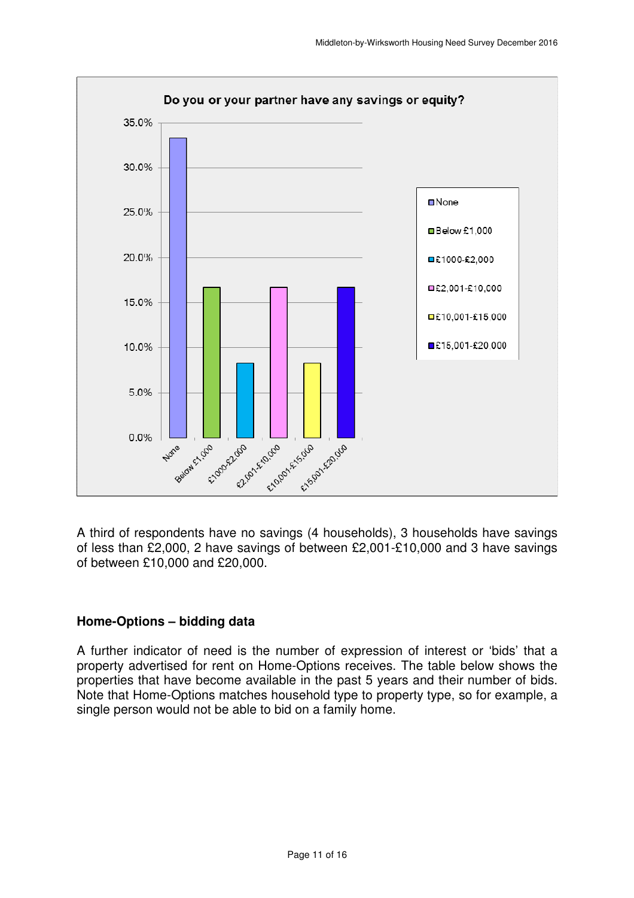**Do you or your partner have any savings or equity?**

| Savings | Percentage |
|---|---|
| None | 33.3% |
| Below £1,000 | 16.7% |
| £1000-£2,000 | 8.3% |
| £2,001-£10,000 | 16.7% |
| £10,001-£15,000 | 8.3% |
| £15,001-£20,000 | 16.7% |

A third of respondents have no savings (4 households), 3 households have savings of less than £2,000, 2 have savings of between £2,001-£10,000 and 3 have savings of between £10,000 and £20,000.

## Home-Options – bidding data

A further indicator of need is the number of expression of interest or 'bids' that a property advertised for rent on Home-Options receives. The table below shows the properties that have become available in the past 5 years and their number of bids. Note that Home-Options matches household type to property type, so for example, a single person would not be able to bid on a family home.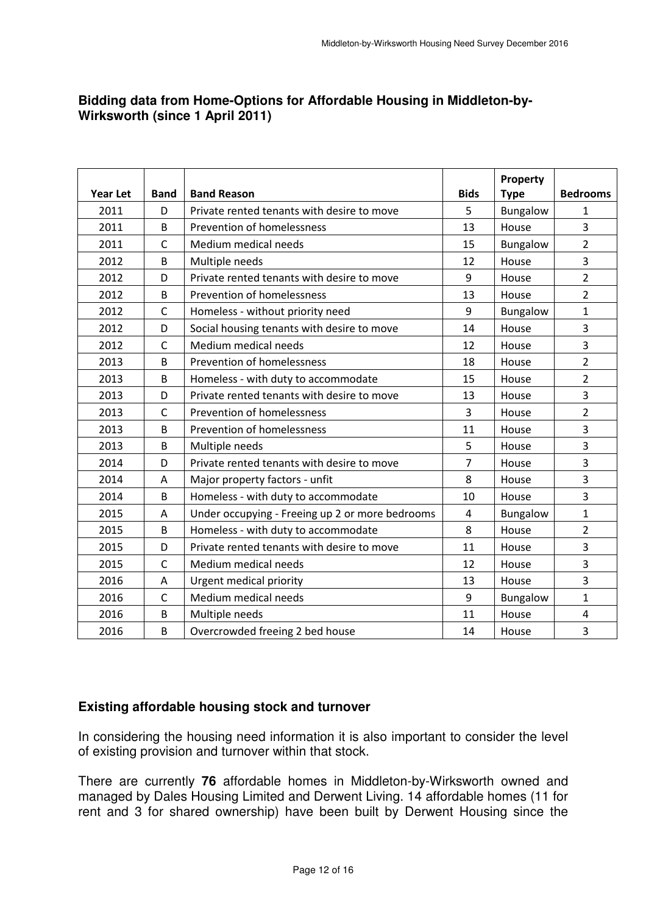### Bidding data from Home-Options for Affordable Housing in Middleton-by-Wirksworth (since 1 April 2011)

| Year Let | Band | Band Reason | Bids | Property Type | Bedrooms |
|---|---|---|---|---|---|
| 2011 | D | Private rented tenants with desire to move | 5 | Bungalow | 1 |
| 2011 | B | Prevention of homelessness | 13 | House | 3 |
| 2011 | C | Medium medical needs | 15 | Bungalow | 2 |
| 2012 | B | Multiple needs | 12 | House | 3 |
| 2012 | D | Private rented tenants with desire to move | 9 | House | 2 |
| 2012 | B | Prevention of homelessness | 13 | House | 2 |
| 2012 | C | Homeless - without priority need | 9 | Bungalow | 1 |
| 2012 | D | Social housing tenants with desire to move | 14 | House | 3 |
| 2012 | C | Medium medical needs | 12 | House | 3 |
| 2013 | B | Prevention of homelessness | 18 | House | 2 |
| 2013 | B | Homeless - with duty to accommodate | 15 | House | 2 |
| 2013 | D | Private rented tenants with desire to move | 13 | House | 3 |
| 2013 | C | Prevention of homelessness | 3 | House | 2 |
| 2013 | B | Prevention of homelessness | 11 | House | 3 |
| 2013 | B | Multiple needs | 5 | House | 3 |
| 2014 | D | Private rented tenants with desire to move | 7 | House | 3 |
| 2014 | A | Major property factors - unfit | 8 | House | 3 |
| 2014 | B | Homeless - with duty to accommodate | 10 | House | 3 |
| 2015 | A | Under occupying - Freeing up 2 or more bedrooms | 4 | Bungalow | 1 |
| 2015 | B | Homeless - with duty to accommodate | 8 | House | 2 |
| 2015 | D | Private rented tenants with desire to move | 11 | House | 3 |
| 2015 | C | Medium medical needs | 12 | House | 3 |
| 2016 | A | Urgent medical priority | 13 | House | 3 |
| 2016 | C | Medium medical needs | 9 | Bungalow | 1 |
| 2016 | B | Multiple needs | 11 | House | 4 |
| 2016 | B | Overcrowded freeing 2 bed house | 14 | House | 3 |

### Existing affordable housing stock and turnover

In considering the housing need information it is also important to consider the level of existing provision and turnover within that stock.

There are currently **76** affordable homes in Middleton-by-Wirksworth owned and managed by Dales Housing Limited and Derwent Living. 14 affordable homes (11 for rent and 3 for shared ownership) have been built by Derwent Housing since the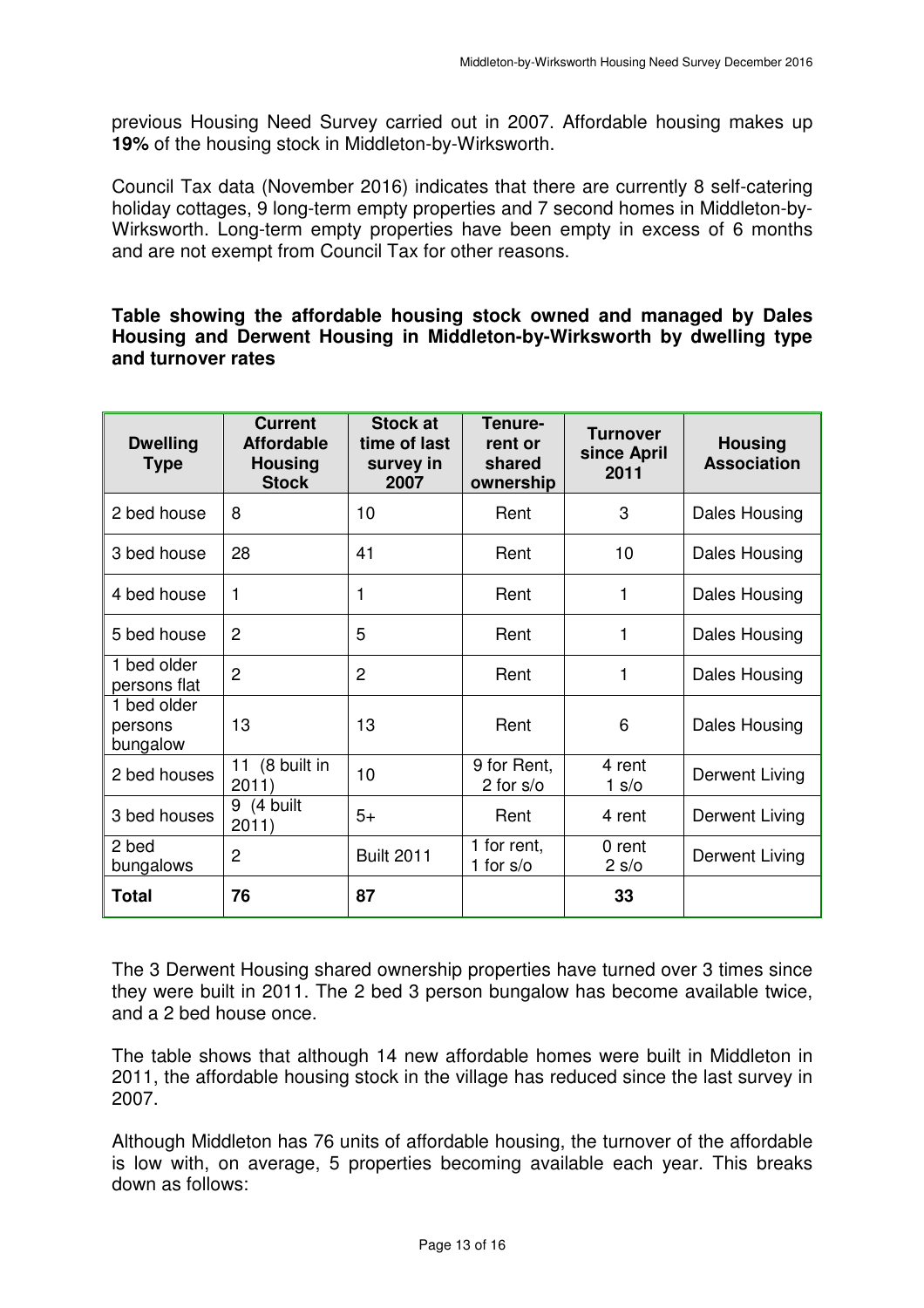previous Housing Need Survey carried out in 2007. Affordable housing makes up **19%** of the housing stock in Middleton-by-Wirksworth.

Council Tax data (November 2016) indicates that there are currently 8 self-catering holiday cottages, 9 long-term empty properties and 7 second homes in Middleton-by-Wirksworth. Long-term empty properties have been empty in excess of 6 months and are not exempt from Council Tax for other reasons.

**Table showing the affordable housing stock owned and managed by Dales Housing and Derwent Housing in Middleton-by-Wirksworth by dwelling type and turnover rates**

| Dwelling Type | Current Affordable Housing Stock | Stock at time of last survey in 2007 | Tenure-rent or shared ownership | Turnover since April 2011 | Housing Association |
|---|---|---|---|---|---|
| 2 bed house | 8 | 10 | Rent | 3 | Dales Housing |
| 3 bed house | 28 | 41 | Rent | 10 | Dales Housing |
| 4 bed house | 1 | 1 | Rent | 1 | Dales Housing |
| 5 bed house | 2 | 5 | Rent | 1 | Dales Housing |
| 1 bed older persons flat | 2 | 2 | Rent | 1 | Dales Housing |
| 1 bed older persons bungalow | 13 | 13 | Rent | 6 | Dales Housing |
| 2 bed houses | 11 (8 built in 2011) | 10 | 9 for Rent, 2 for s/o | 4 rent 1 s/o | Derwent Living |
| 3 bed houses | 9 (4 built 2011) | 5+ | Rent | 4 rent | Derwent Living |
| 2 bed bungalows | 2 | Built 2011 | 1 for rent, 1 for s/o | 0 rent 2 s/o | Derwent Living |
| **Total** | **76** | **87** | | **33** | |

The 3 Derwent Housing shared ownership properties have turned over 3 times since they were built in 2011. The 2 bed 3 person bungalow has become available twice, and a 2 bed house once.

The table shows that although 14 new affordable homes were built in Middleton in 2011, the affordable housing stock in the village has reduced since the last survey in 2007.

Although Middleton has 76 units of affordable housing, the turnover of the affordable is low with, on average, 5 properties becoming available each year. This breaks down as follows: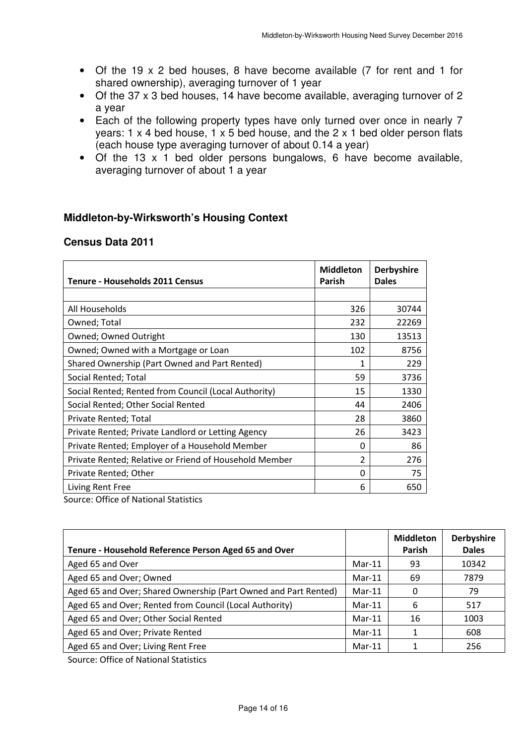- Of the 19 x 2 bed houses, 8 have become available (7 for rent and 1 for shared ownership), averaging turnover of 1 year
- Of the 37 x 3 bed houses, 14 have become available, averaging turnover of 2 a year
- Each of the following property types have only turned over once in nearly 7 years: 1 x 4 bed house, 1 x 5 bed house, and the 2 x 1 bed older person flats (each house type averaging turnover of about 0.14 a year)
- Of the 13 x 1 bed older persons bungalows, 6 have become available, averaging turnover of about 1 a year

## Middleton-by-Wirksworth's Housing Context

### Census Data 2011

| Tenure - Households 2011 Census | Middleton Parish | Derbyshire Dales |
|---|---|---|
| | | |
| All Households | 326 | 30744 |
| Owned; Total | 232 | 22269 |
| Owned; Owned Outright | 130 | 13513 |
| Owned; Owned with a Mortgage or Loan | 102 | 8756 |
| Shared Ownership (Part Owned and Part Rented) | 1 | 229 |
| Social Rented; Total | 59 | 3736 |
| Social Rented; Rented from Council (Local Authority) | 15 | 1330 |
| Social Rented; Other Social Rented | 44 | 2406 |
| Private Rented; Total | 28 | 3860 |
| Private Rented; Private Landlord or Letting Agency | 26 | 3423 |
| Private Rented; Employer of a Household Member | 0 | 86 |
| Private Rented; Relative or Friend of Household Member | 2 | 276 |
| Private Rented; Other | 0 | 75 |
| Living Rent Free | 6 | 650 |

Source: Office of National Statistics

| Tenure - Household Reference Person Aged 65 and Over | | Middleton Parish | Derbyshire Dales |
|---|---|---|---|
| Aged 65 and Over | Mar-11 | 93 | 10342 |
| Aged 65 and Over; Owned | Mar-11 | 69 | 7879 |
| Aged 65 and Over; Shared Ownership (Part Owned and Part Rented) | Mar-11 | 0 | 79 |
| Aged 65 and Over; Rented from Council (Local Authority) | Mar-11 | 6 | 517 |
| Aged 65 and Over; Other Social Rented | Mar-11 | 16 | 1003 |
| Aged 65 and Over; Private Rented | Mar-11 | 1 | 608 |
| Aged 65 and Over; Living Rent Free | Mar-11 | 1 | 256 |

Source: Office of National Statistics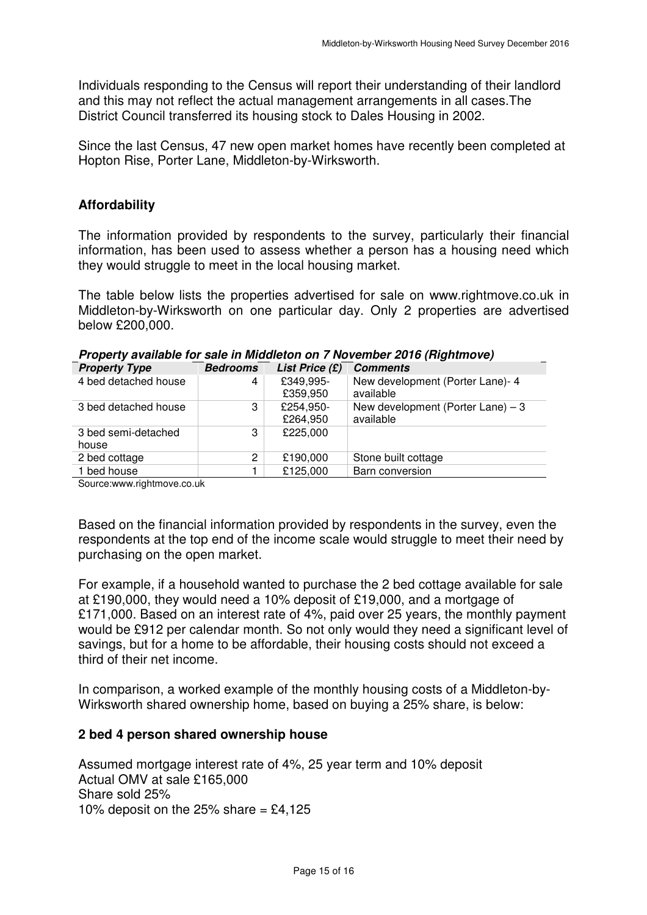Individuals responding to the Census will report their understanding of their landlord and this may not reflect the actual management arrangements in all cases.The District Council transferred its housing stock to Dales Housing in 2002.

Since the last Census, 47 new open market homes have recently been completed at Hopton Rise, Porter Lane, Middleton-by-Wirksworth.

## Affordability

The information provided by respondents to the survey, particularly their financial information, has been used to assess whether a person has a housing need which they would struggle to meet in the local housing market.

The table below lists the properties advertised for sale on www.rightmove.co.uk in Middleton-by-Wirksworth on one particular day. Only 2 properties are advertised below £200,000.

***Property available for sale in Middleton on 7 November 2016 (Rightmove)***

| *Property Type* | *Bedrooms* | *List Price (£)* | *Comments* |
|---|---|---|---|
| 4 bed detached house | 4 | £349,995-£359,950 | New development (Porter Lane)- 4 available |
| 3 bed detached house | 3 | £254,950-£264,950 | New development (Porter Lane) – 3 available |
| 3 bed semi-detached house | 3 | £225,000 | |
| 2 bed cottage | 2 | £190,000 | Stone built cottage |
| 1 bed house | 1 | £125,000 | Barn conversion |

Source:www.rightmove.co.uk

Based on the financial information provided by respondents in the survey, even the respondents at the top end of the income scale would struggle to meet their need by purchasing on the open market.

For example, if a household wanted to purchase the 2 bed cottage available for sale at £190,000, they would need a 10% deposit of £19,000, and a mortgage of £171,000. Based on an interest rate of 4%, paid over 25 years, the monthly payment would be £912 per calendar month. So not only would they need a significant level of savings, but for a home to be affordable, their housing costs should not exceed a third of their net income.

In comparison, a worked example of the monthly housing costs of a Middleton-by-Wirksworth shared ownership home, based on buying a 25% share, is below:

### 2 bed 4 person shared ownership house

Assumed mortgage interest rate of 4%, 25 year term and 10% deposit
Actual OMV at sale £165,000
Share sold 25%
10% deposit on the 25% share = £4,125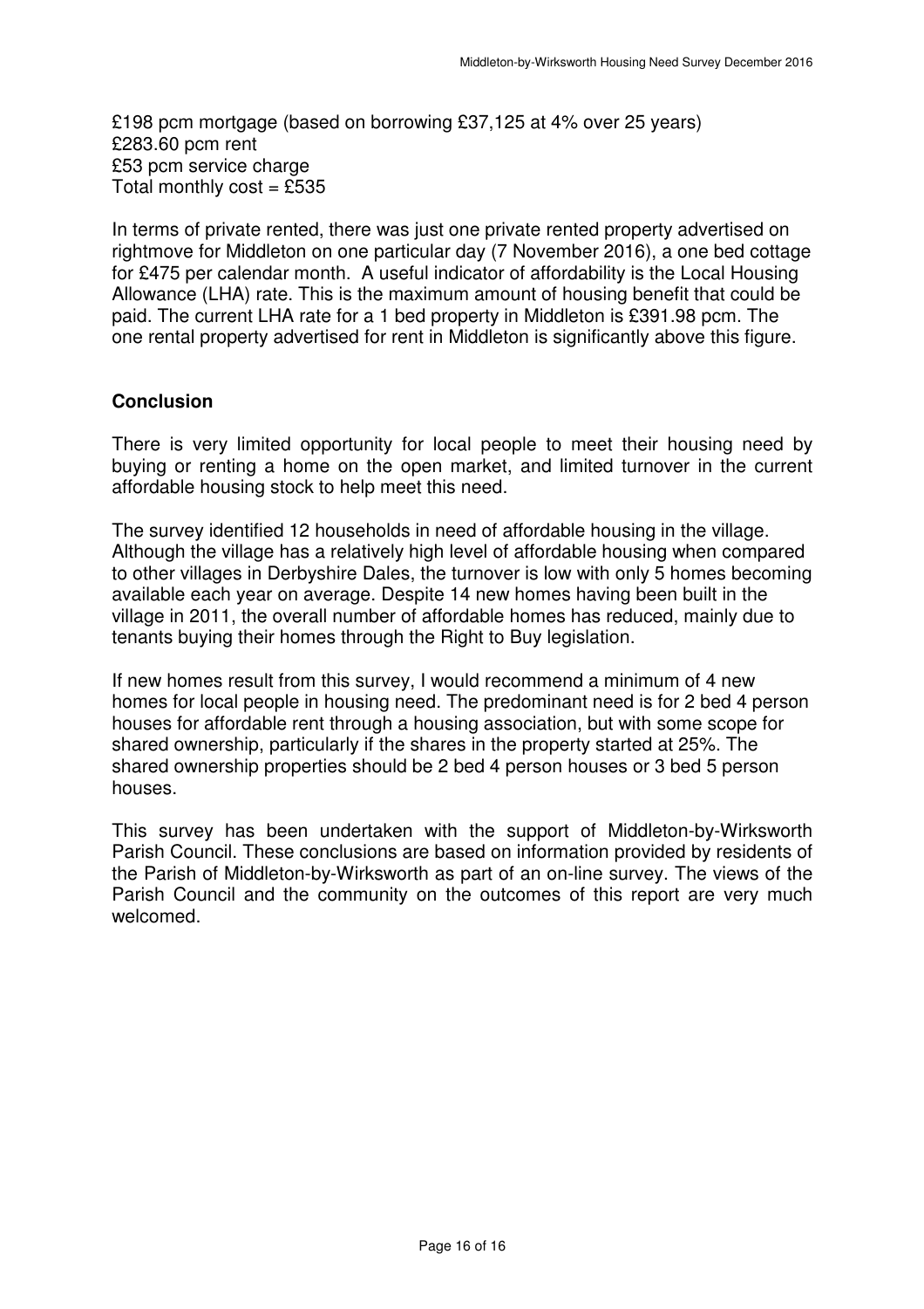£198 pcm mortgage (based on borrowing £37,125 at 4% over 25 years)
£283.60 pcm rent
£53 pcm service charge
Total monthly cost = £535

In terms of private rented, there was just one private rented property advertised on rightmove for Middleton on one particular day (7 November 2016), a one bed cottage for £475 per calendar month. A useful indicator of affordability is the Local Housing Allowance (LHA) rate. This is the maximum amount of housing benefit that could be paid. The current LHA rate for a 1 bed property in Middleton is £391.98 pcm. The one rental property advertised for rent in Middleton is significantly above this figure.

## Conclusion

There is very limited opportunity for local people to meet their housing need by buying or renting a home on the open market, and limited turnover in the current affordable housing stock to help meet this need.

The survey identified 12 households in need of affordable housing in the village. Although the village has a relatively high level of affordable housing when compared to other villages in Derbyshire Dales, the turnover is low with only 5 homes becoming available each year on average. Despite 14 new homes having been built in the village in 2011, the overall number of affordable homes has reduced, mainly due to tenants buying their homes through the Right to Buy legislation.

If new homes result from this survey, I would recommend a minimum of 4 new homes for local people in housing need. The predominant need is for 2 bed 4 person houses for affordable rent through a housing association, but with some scope for shared ownership, particularly if the shares in the property started at 25%. The shared ownership properties should be 2 bed 4 person houses or 3 bed 5 person houses.

This survey has been undertaken with the support of Middleton-by-Wirksworth Parish Council. These conclusions are based on information provided by residents of the Parish of Middleton-by-Wirksworth as part of an on-line survey. The views of the Parish Council and the community on the outcomes of this report are very much welcomed.